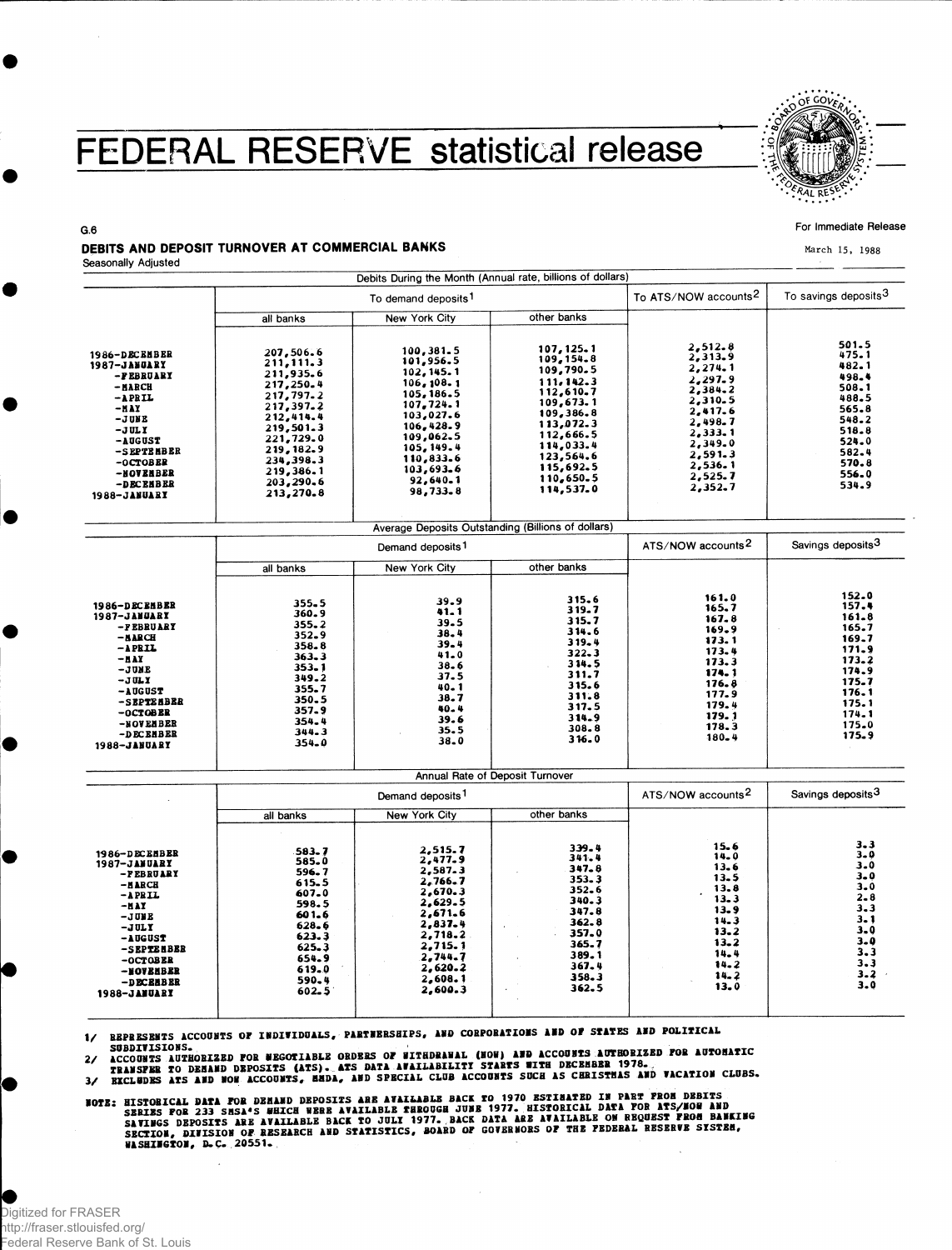# FEDERAL RESERVE statistical release

G.6

For Immediate Release

March 15, 1988

## DEBITS AND DEPOSIT TURNOVER AT COMMERCIAL BANKS

Seasonally Adjusted

### Debits During the Month (Annual rate, billions of dollars)

| | To demand deposits[1] | | | To ATS/NOW accounts[2] | To savings deposits[3] |
|---|---|---|---|---|---|
| | all banks | New York City | other banks | | |
| 1986-DECEMBER | 207,506.6 | 100,381.5 | 107,125.1 | 2,512.8 | 501.5 |
| 1987-JANUARY | 211,111.3 | 101,956.5 | 109,154.8 | 2,313.9 | 475.1 |
| -FEBRUARY | 211,935.6 | 102,145.1 | 109,790.5 | 2,274.1 | 482.1 |
| -MARCH | 217,250.4 | 106,108.1 | 111,142.3 | 2,297.9 | 498.4 |
| -APRIL | 217,797.2 | 105,186.5 | 112,610.7 | 2,384.2 | 508.1 |
| -MAY | 217,397.2 | 107,724.1 | 109,673.1 | 2,310.5 | 488.5 |
| -JUNE | 212,414.4 | 103,027.6 | 109,386.8 | 2,417.6 | 565.8 |
| -JULY | 219,501.3 | 106,428.9 | 113,072.3 | 2,498.7 | 548.2 |
| -AUGUST | 221,729.0 | 109,062.5 | 112,666.5 | 2,333.1 | 518.8 |
| -SEPTEMBER | 219,182.9 | 105,149.4 | 114,033.4 | 2,349.0 | 524.0 |
| -OCTOBER | 234,398.3 | 110,833.6 | 123,564.6 | 2,591.3 | 582.4 |
| -NOVEMBER | 219,386.1 | 103,693.6 | 115,692.5 | 2,536.1 | 570.8 |
| -DECEMBER | 203,290.6 | 92,640.1 | 110,650.5 | 2,525.7 | 556.0 |
| 1988-JANUARY | 213,270.8 | 98,733.8 | 114,537.0 | 2,352.7 | 534.9 |

### Average Deposits Outstanding (Billions of dollars)

| | Demand deposits[1] | | | ATS/NOW accounts[2] | Savings deposits[3] |
|---|---|---|---|---|---|
| | all banks | New York City | other banks | | |
| 1986-DECEMBER | 355.5 | 39.9 | 315.6 | 161.0 | 152.0 |
| 1987-JANUARY | 360.9 | 41.1 | 319.7 | 165.7 | 157.4 |
| -FEBRUARY | 355.2 | 39.5 | 315.7 | 167.8 | 161.8 |
| -MARCH | 352.9 | 38.4 | 314.6 | 169.9 | 165.7 |
| -APRIL | 358.8 | 39.4 | 319.4 | 173.1 | 169.7 |
| -MAY | 363.3 | 41.0 | 322.3 | 173.4 | 171.9 |
| -JUNE | 353.1 | 38.6 | 314.5 | 173.3 | 173.2 |
| -JULY | 349.2 | 37.5 | 311.7 | 174.1 | 174.9 |
| -AUGUST | 355.7 | 40.1 | 315.6 | 176.8 | 175.7 |
| -SEPTEMBER | 350.5 | 38.7 | 311.8 | 177.9 | 176.1 |
| -OCTOBER | 357.9 | 40.4 | 317.5 | 179.4 | 175.1 |
| -NOVEMBER | 354.4 | 39.6 | 314.9 | 179.1 | 174.1 |
| -DECEMBER | 344.3 | 35.5 | 308.8 | 178.3 | 175.0 |
| 1988-JANUARY | 354.0 | 38.0 | 316.0 | 180.4 | 175.9 |

### Annual Rate of Deposit Turnover

| | Demand deposits[1] | | | ATS/NOW accounts[2] | Savings deposits[3] |
|---|---|---|---|---|---|
| | all banks | New York City | other banks | | |
| 1986-DECEMBER | 583.7 | 2,515.7 | 339.4 | 15.6 | 3.3 |
| 1987-JANUARY | 585.0 | 2,477.9 | 341.4 | 14.0 | 3.0 |
| -FEBRUARY | 596.7 | 2,587.3 | 347.8 | 13.6 | 3.0 |
| -MARCH | 615.5 | 2,766.7 | 353.3 | 13.5 | 3.0 |
| -APRIL | 607.0 | 2,670.3 | 352.6 | 13.8 | 3.0 |
| -MAY | 598.5 | 2,629.5 | 340.3 | 13.3 | 2.8 |
| -JUNE | 601.6 | 2,671.6 | 347.8 | 13.9 | 3.3 |
| -JULY | 628.6 | 2,837.4 | 362.8 | 14.3 | 3.1 |
| -AUGUST | 623.3 | 2,718.2 | 357.0 | 13.2 | 3.0 |
| -SEPTEMBER | 625.3 | 2,715.1 | 365.7 | 13.2 | 3.0 |
| -OCTOBER | 654.9 | 2,744.7 | 389.1 | 14.4 | 3.3 |
| -NOVEMBER | 619.0 | 2,620.2 | 367.4 | 14.2 | 3.3 |
| -DECEMBER | 590.4 | 2,608.1 | 358.3 | 14.2 | 3.2 |
| 1988-JANUARY | 602.5 | 2,600.3 | 362.5 | 13.0 | 3.0 |

1/ REPRESENTS ACCOUNTS OF INDIVIDUALS, PARTNERSHIPS, AND CORPORATIONS AND OF STATES AND POLITICAL SUBDIVISIONS.
2/ ACCOUNTS AUTHORIZED FOR NEGOTIABLE ORDERS OF WITHDRAWAL (NOW) AND ACCOUNTS AUTHORIZED FOR AUTOMATIC TRANSFER TO DEMAND DEPOSITS (ATS). ATS DATA AVAILABILITY STARTS WITH DECEMBER 1978.
3/ EXCLUDES ATS AND NOW ACCOUNTS, MMDA, AND SPECIAL CLUB ACCOUNTS SUCH AS CHRISTMAS AND VACATION CLUBS.

NOTE: HISTORICAL DATA FOR DEMAND DEPOSITS ARE AVAILABLE BACK TO 1970 ESTIMATED IN PART FROM DEBITS SERIES FOR 233 SMSA'S WHICH WERE AVAILABLE THROUGH JUNE 1977. HISTORICAL DATA FOR ATS/NOW AND SAVINGS DEPOSITS ARE AVAILABLE BACK TO JULY 1977. BACK DATA ARE AVAILABLE ON REQUEST FROM BANKING SECTION, DIVISION OF RESEARCH AND STATISTICS, BOARD OF GOVERNORS OF THE FEDERAL RESERVE SYSTEM, WASHINGTON, D.C. 20551.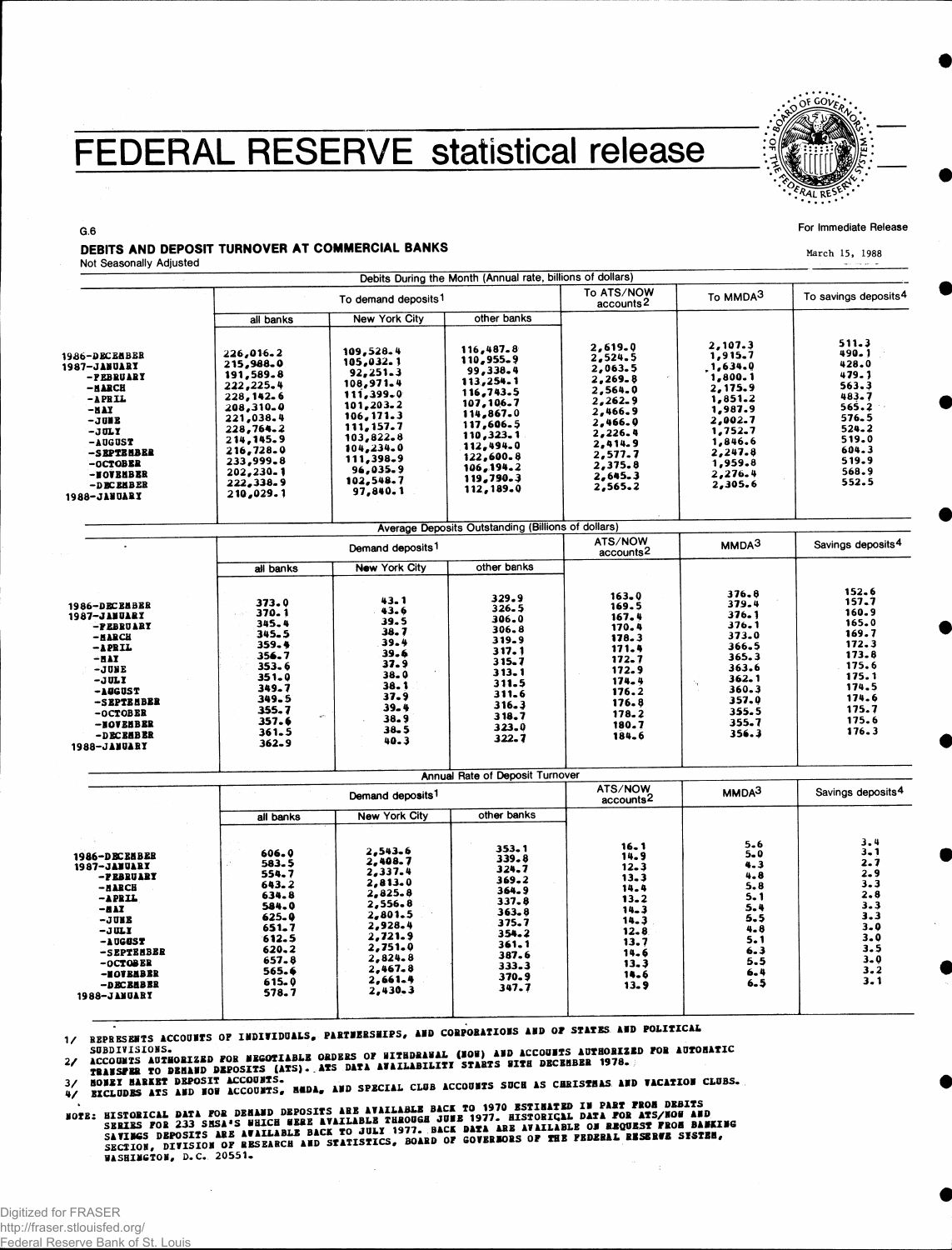# FEDERAL RESERVE statistical release

G.6

For Immediate Release

March 15, 1988

## DEBITS AND DEPOSIT TURNOVER AT COMMERCIAL BANKS

Not Seasonally Adjusted

| | Debits During the Month (Annual rate, billions of dollars) | | | | | |
|---|---|---|---|---|---|---|
| | To demand deposits1 | | | To ATS/NOW accounts2 | To MMDA3 | To savings deposits4 |
| | all banks | New York City | other banks | | | |
| 1986-DECEMBER | 226,016.2 | 109,528.4 | 116,487.8 | 2,619.0 | 2,107.3 | 511.3 |
| 1987-JANUARY | 215,988.0 | 105,032.1 | 110,955.9 | 2,524.5 | 1,915.7 | 490.1 |
| -FEBRUARY | 191,589.8 | 92,251.3 | 99,338.4 | 2,063.5 | 1,634.0 | 428.0 |
| -MARCH | 222,225.4 | 108,971.4 | 113,254.1 | 2,269.8 | 1,800.1 | 479.1 |
| -APRIL | 228,142.6 | 111,399.0 | 116,743.5 | 2,564.0 | 2,175.9 | 563.3 |
| -MAY | 208,310.0 | 101,203.2 | 107,106.7 | 2,262.9 | 1,851.2 | 483.7 |
| -JUNE | 221,038.4 | 106,171.3 | 114,867.0 | 2,466.9 | 1,987.9 | 565.2 |
| -JULY | 228,764.2 | 111,157.7 | 117,606.5 | 2,466.0 | 2,002.7 | 576.5 |
| -AUGUST | 214,145.9 | 103,822.8 | 110,323.1 | 2,226.4 | 1,752.7 | 524.2 |
| -SEPTEMBER | 216,728.0 | 104,234.0 | 112,494.0 | 2,414.9 | 1,846.6 | 519.0 |
| -OCTOBER | 233,999.8 | 111,398.9 | 122,600.8 | 2,577.7 | 2,247.8 | 604.3 |
| -NOVEMBER | 202,230.1 | 96,035.9 | 106,194.2 | 2,375.8 | 1,959.8 | 519.9 |
| -DECEMBER | 222,338.9 | 102,548.7 | 119,790.3 | 2,645.3 | 2,276.4 | 568.9 |
| 1988-JANUARY | 210,029.1 | 97,840.1 | 112,189.0 | 2,565.2 | 2,305.6 | 552.5 |

| | Average Deposits Outstanding (Billions of dollars) | | | | | |
|---|---|---|---|---|---|---|
| | Demand deposits1 | | | ATS/NOW accounts2 | MMDA3 | Savings deposits4 |
| | all banks | New York City | other banks | | | |
| 1986-DECEMBER | 373.0 | 43.1 | 329.9 | 163.0 | 376.8 | 152.6 |
| 1987-JANUARY | 370.1 | 43.6 | 326.5 | 169.5 | 379.4 | 157.7 |
| -FEBRUARY | 345.4 | 39.5 | 306.0 | 167.4 | 376.1 | 160.9 |
| -MARCH | 345.5 | 38.7 | 306.8 | 170.4 | 376.1 | 165.0 |
| -APRIL | 359.4 | 39.4 | 319.9 | 178.3 | 373.0 | 169.7 |
| -MAY | 356.7 | 39.6 | 317.1 | 171.4 | 366.5 | 172.3 |
| -JUNE | 353.6 | 37.9 | 315.7 | 172.7 | 365.3 | 173.8 |
| -JULY | 351.0 | 38.0 | 313.1 | 172.9 | 363.6 | 175.6 |
| -AUGUST | 349.7 | 38.1 | 311.5 | 174.4 | 362.1 | 175.1 |
| -SEPTEMBER | 349.5 | 37.9 | 311.6 | 176.2 | 360.3 | 174.5 |
| -OCTOBER | 355.7 | 39.4 | 316.3 | 176.8 | 357.0 | 174.6 |
| -NOVEMBER | 357.6 | 38.9 | 318.7 | 178.2 | 355.5 | 175.7 |
| -DECEMBER | 361.5 | 38.5 | 323.0 | 180.7 | 355.7 | 175.6 |
| 1988-JANUARY | 362.9 | 40.3 | 322.7 | 184.6 | 356.3 | 176.3 |

| | Annual Rate of Deposit Turnover | | | | | |
|---|---|---|---|---|---|---|
| | Demand deposits1 | | | ATS/NOW accounts2 | MMDA3 | Savings deposits4 |
| | all banks | New York City | other banks | | | |
| 1986-DECEMBER | 606.0 | 2,543.6 | 353.1 | 16.1 | 5.6 | 3.4 |
| 1987-JANUARY | 583.5 | 2,408.7 | 339.8 | 14.9 | 5.0 | 3.1 |
| -FEBRUARY | 554.7 | 2,337.4 | 324.7 | 12.3 | 4.3 | 2.7 |
| -MARCH | 643.2 | 2,813.0 | 369.2 | 13.3 | 4.8 | 2.9 |
| -APRIL | 634.8 | 2,825.8 | 364.9 | 14.4 | 5.8 | 3.3 |
| -MAY | 584.0 | 2,556.8 | 337.8 | 13.2 | 5.1 | 2.8 |
| -JUNE | 625.0 | 2,801.5 | 363.8 | 14.3 | 5.4 | 3.3 |
| -JULY | 651.7 | 2,928.4 | 375.7 | 14.3 | 5.5 | 3.3 |
| -AUGUST | 612.5 | 2,721.9 | 354.2 | 12.8 | 4.8 | 3.0 |
| -SEPTEMBER | 620.2 | 2,751.0 | 361.1 | 13.7 | 5.1 | 3.0 |
| -OCTOBER | 657.8 | 2,824.8 | 387.6 | 14.6 | 6.3 | 3.5 |
| -NOVEMBER | 565.6 | 2,467.8 | 333.3 | 13.3 | 5.5 | 3.0 |
| -DECEMBER | 615.0 | 2,661.4 | 370.9 | 14.6 | 6.4 | 3.2 |
| 1988-JANUARY | 578.7 | 2,430.3 | 347.7 | 13.9 | 6.5 | 3.1 |

1/ REPRESENTS ACCOUNTS OF INDIVIDUALS, PARTNERSHIPS, AND CORPORATIONS AND OF STATES AND POLITICAL SUBDIVISIONS.

2/ ACCOUNTS AUTHORIZED FOR NEGOTIABLE ORDERS OF WITHDRAWAL (NOW) AND ACCOUNTS AUTHORIZED FOR AUTOMATIC TRANSFER TO DEMAND DEPOSITS (ATS). ATS DATA AVAILABILITY STARTS WITH DECEMBER 1978.

3/ MONEY MARKET DEPOSIT ACCOUNTS.

4/ EXCLUDES ATS AND NOW ACCOUNTS, MMDA, AND SPECIAL CLUB ACCOUNTS SUCH AS CHRISTMAS AND VACATION CLUBS.

NOTE: HISTORICAL DATA FOR DEMAND DEPOSITS ARE AVAILABLE BACK TO 1970 ESTIMATED IN PART FROM DEBITS SERIES FOR 233 SMSA'S WHICH WERE AVAILABLE THROUGH JUNE 1977. HISTORICAL DATA FOR ATS/NOW AND SAVINGS DEPOSITS ARE AVAILABLE BACK TO JULY 1977. BACK DATA ARE AVAILABLE ON REQUEST FROM BANKING SECTION, DIVISION OF RESEARCH AND STATISTICS, BOARD OF GOVERNORS OF THE FEDERAL RESERVE SYSTEM, WASHINGTON, D.C. 20551.